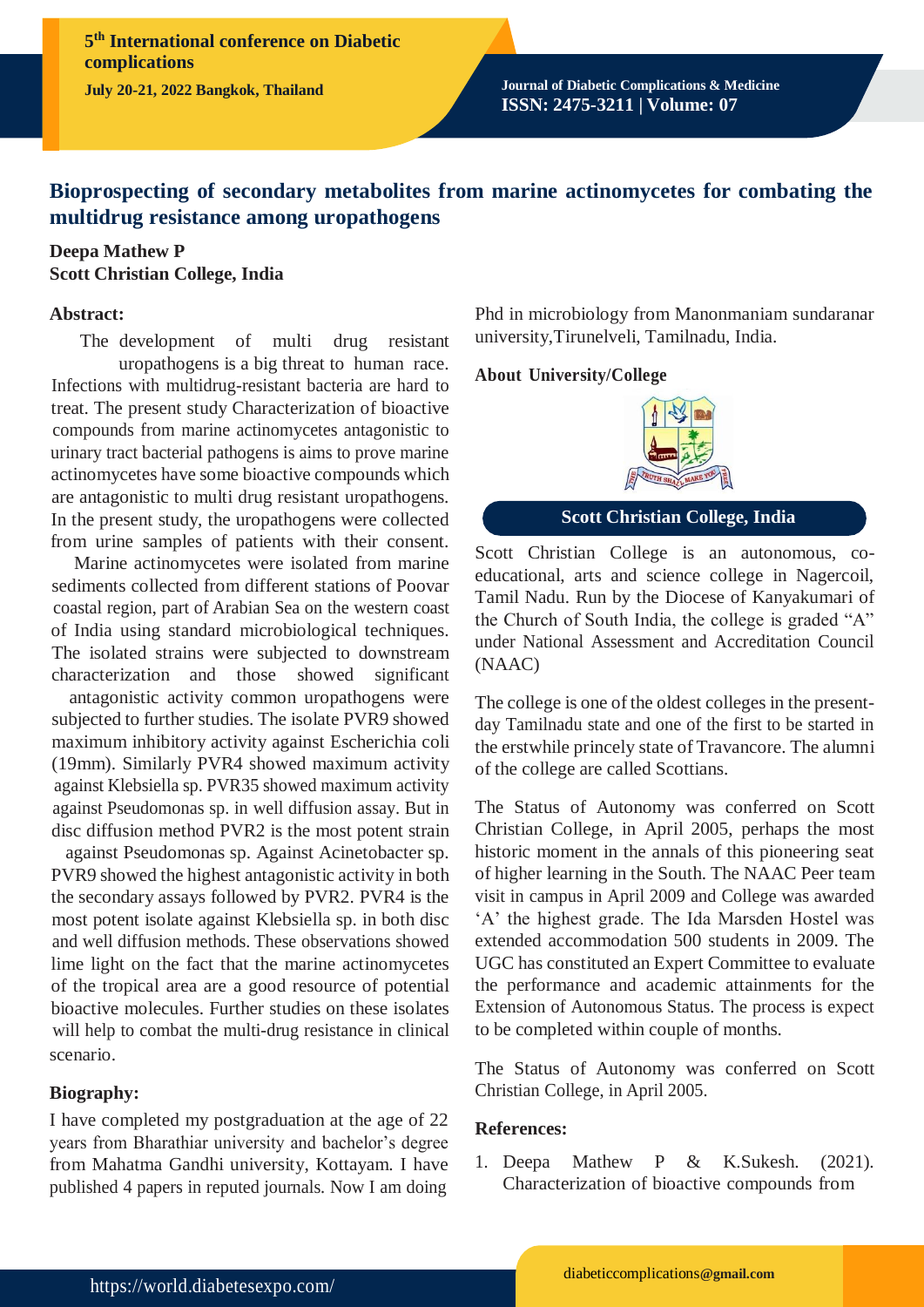# Bioprospecting of secondary metabolites from marine actinomycetes for combating the multidrug resistance among uropathogens

**Deepa Mathew P**
**Scott Christian College, India**

## Abstract:

The development of multi drug resistant uropathogens is a big threat to human race. Infections with multidrug-resistant bacteria are hard to treat. The present study Characterization of bioactive compounds from marine actinomycetes antagonistic to urinary tract bacterial pathogens is aims to prove marine actinomycetes have some bioactive compounds which are antagonistic to multi drug resistant uropathogens. In the present study, the uropathogens were collected from urine samples of patients with their consent.

Marine actinomycetes were isolated from marine sediments collected from different stations of Poovar coastal region, part of Arabian Sea on the western coast of India using standard microbiological techniques. The isolated strains were subjected to downstream characterization and those showed significant antagonistic activity common uropathogens were subjected to further studies. The isolate PVR9 showed maximum inhibitory activity against Escherichia coli (19mm). Similarly PVR4 showed maximum activity against Klebsiella sp. PVR35 showed maximum activity against Pseudomonas sp. in well diffusion assay. But in disc diffusion method PVR2 is the most potent strain against Pseudomonas sp. Against Acinetobacter sp. PVR9 showed the highest antagonistic activity in both the secondary assays followed by PVR2. PVR4 is the most potent isolate against Klebsiella sp. in both disc and well diffusion methods. These observations showed lime light on the fact that the marine actinomycetes of the tropical area are a good resource of potential bioactive molecules. Further studies on these isolates will help to combat the multi-drug resistance in clinical scenario.

## Biography:

I have completed my postgraduation at the age of 22 years from Bharathiar university and bachelor's degree from Mahatma Gandhi university, Kottayam. I have published 4 papers in reputed journals. Now I am doing Phd in microbiology from Manonmaniam sundaranar university,Tirunelveli, Tamilnadu, India.

## About University/College

**Scott Christian College, India**

Scott Christian College is an autonomous, co-educational, arts and science college in Nagercoil, Tamil Nadu. Run by the Diocese of Kanyakumari of the Church of South India, the college is graded "A" under National Assessment and Accreditation Council (NAAC)

The college is one of the oldest colleges in the present-day Tamilnadu state and one of the first to be started in the erstwhile princely state of Travancore. The alumni of the college are called Scottians.

The Status of Autonomy was conferred on Scott Christian College, in April 2005, perhaps the most historic moment in the annals of this pioneering seat of higher learning in the South. The NAAC Peer team visit in campus in April 2009 and College was awarded 'A' the highest grade. The Ida Marsden Hostel was extended accommodation 500 students in 2009. The UGC has constituted an Expert Committee to evaluate the performance and academic attainments for the Extension of Autonomous Status. The process is expect to be completed within couple of months.

The Status of Autonomy was conferred on Scott Christian College, in April 2005.

## References:

1. Deepa Mathew P & K.Sukesh. (2021). Characterization of bioactive compounds from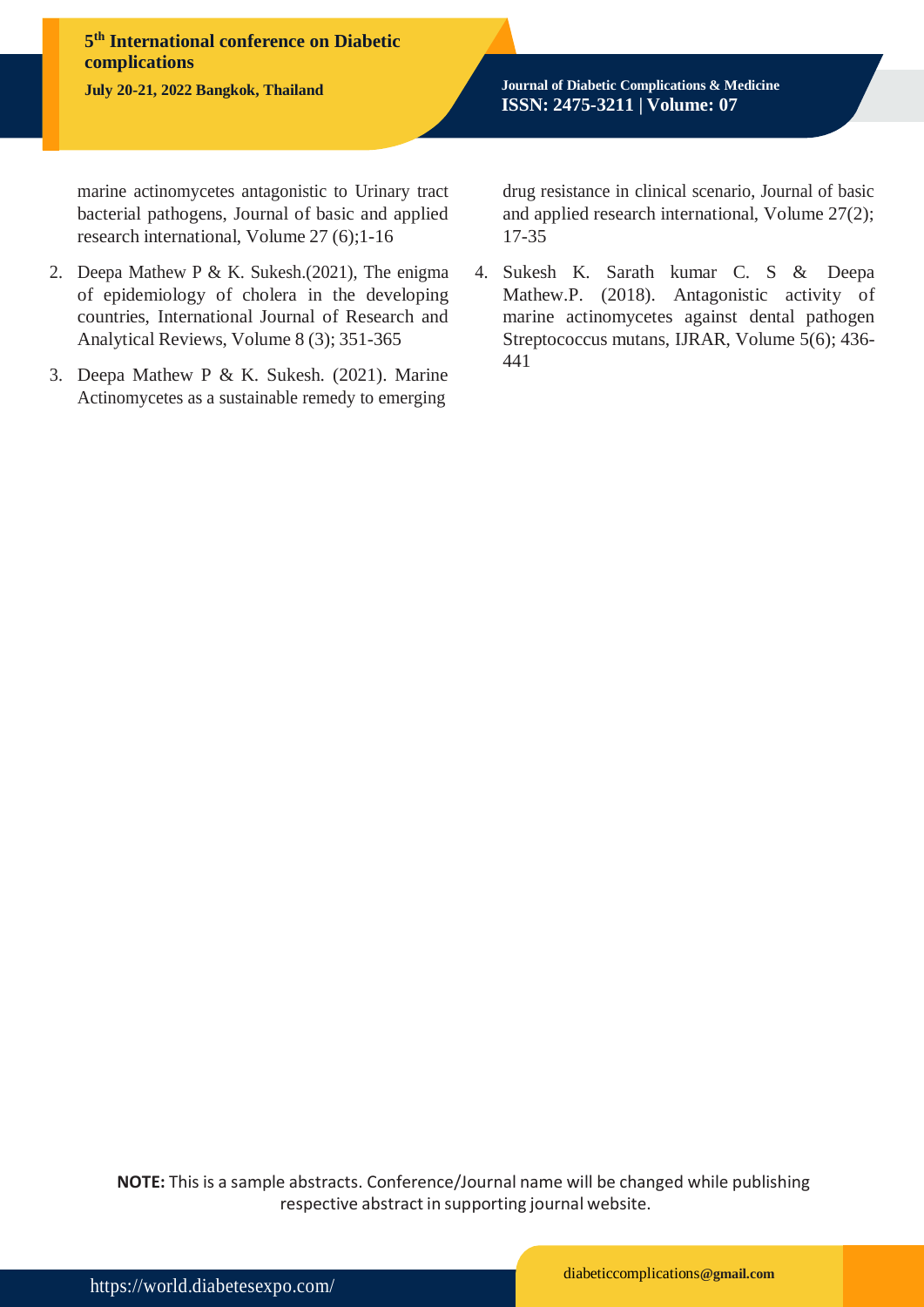marine actinomycetes antagonistic to Urinary tract bacterial pathogens, Journal of basic and applied research international, Volume 27 (6);1-16

2. Deepa Mathew P & K. Sukesh.(2021), The enigma of epidemiology of cholera in the developing countries, International Journal of Research and Analytical Reviews, Volume 8 (3); 351-365
3. Deepa Mathew P & K. Sukesh. (2021). Marine Actinomycetes as a sustainable remedy to emerging drug resistance in clinical scenario, Journal of basic and applied research international, Volume 27(2); 17-35
4. Sukesh K. Sarath kumar C. S & Deepa Mathew.P. (2018). Antagonistic activity of marine actinomycetes against dental pathogen Streptococcus mutans, IJRAR, Volume 5(6); 436-441

**NOTE:** This is a sample abstracts. Conference/Journal name will be changed while publishing respective abstract in supporting journal website.